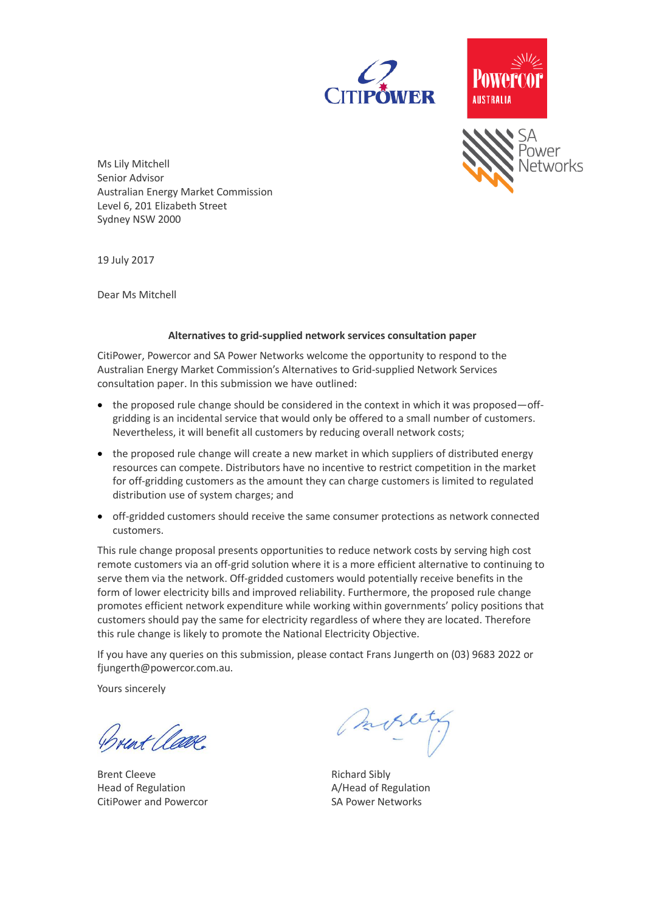Ms Lily Mitchell
Senior Advisor
Australian Energy Market Commission
Level 6, 201 Elizabeth Street
Sydney NSW 2000

19 July 2017

Dear Ms Mitchell

**Alternatives to grid-supplied network services consultation paper**

CitiPower, Powercor and SA Power Networks welcome the opportunity to respond to the Australian Energy Market Commission's Alternatives to Grid-supplied Network Services consultation paper. In this submission we have outlined:

- the proposed rule change should be considered in the context in which it was proposed—off-gridding is an incidental service that would only be offered to a small number of customers. Nevertheless, it will benefit all customers by reducing overall network costs;
- the proposed rule change will create a new market in which suppliers of distributed energy resources can compete. Distributors have no incentive to restrict competition in the market for off-gridding customers as the amount they can charge customers is limited to regulated distribution use of system charges; and
- off-gridded customers should receive the same consumer protections as network connected customers.

This rule change proposal presents opportunities to reduce network costs by serving high cost remote customers via an off-grid solution where it is a more efficient alternative to continuing to serve them via the network. Off-gridded customers would potentially receive benefits in the form of lower electricity bills and improved reliability. Furthermore, the proposed rule change promotes efficient network expenditure while working within governments' policy positions that customers should pay the same for electricity regardless of where they are located. Therefore this rule change is likely to promote the National Electricity Objective.

If you have any queries on this submission, please contact Frans Jungerth on (03) 9683 2022 or fjungerth@powercor.com.au.

Yours sincerely

Brent Cleeve
Head of Regulation
CitiPower and Powercor

Richard Sibly
A/Head of Regulation
SA Power Networks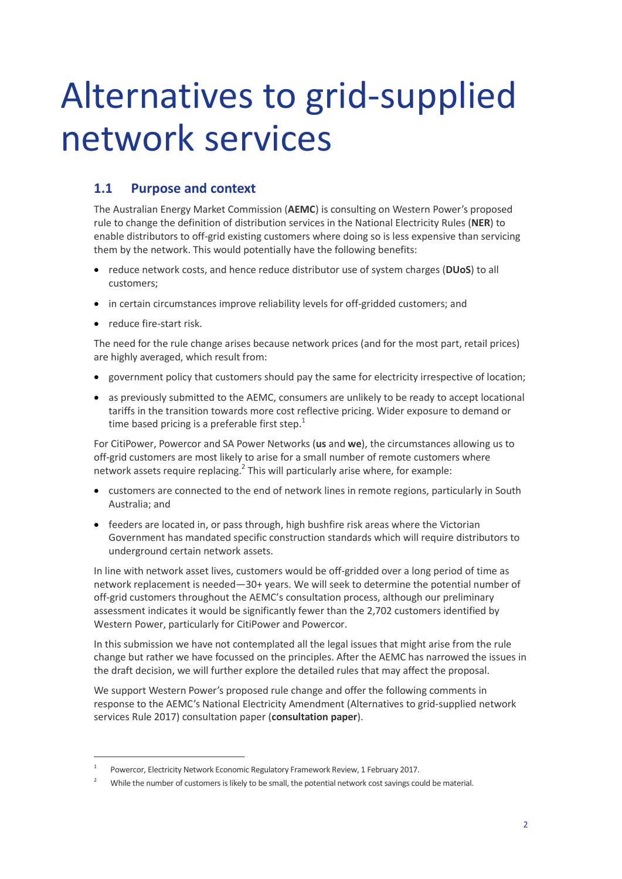# Alternatives to grid-supplied network services

## 1.1 Purpose and context

The Australian Energy Market Commission (**AEMC**) is consulting on Western Power's proposed rule to change the definition of distribution services in the National Electricity Rules (**NER**) to enable distributors to off-grid existing customers where doing so is less expensive than servicing them by the network. This would potentially have the following benefits:

- reduce network costs, and hence reduce distributor use of system charges (**DUoS**) to all customers;
- in certain circumstances improve reliability levels for off-gridded customers; and
- reduce fire-start risk.

The need for the rule change arises because network prices (and for the most part, retail prices) are highly averaged, which result from:

- government policy that customers should pay the same for electricity irrespective of location;
- as previously submitted to the AEMC, consumers are unlikely to be ready to accept locational tariffs in the transition towards more cost reflective pricing. Wider exposure to demand or time based pricing is a preferable first step.[1]

For CitiPower, Powercor and SA Power Networks (**us** and **we**), the circumstances allowing us to off-grid customers are most likely to arise for a small number of remote customers where network assets require replacing.[2] This will particularly arise where, for example:

- customers are connected to the end of network lines in remote regions, particularly in South Australia; and
- feeders are located in, or pass through, high bushfire risk areas where the Victorian Government has mandated specific construction standards which will require distributors to underground certain network assets.

In line with network asset lives, customers would be off-gridded over a long period of time as network replacement is needed—30+ years. We will seek to determine the potential number of off-grid customers throughout the AEMC's consultation process, although our preliminary assessment indicates it would be significantly fewer than the 2,702 customers identified by Western Power, particularly for CitiPower and Powercor.

In this submission we have not contemplated all the legal issues that might arise from the rule change but rather we have focussed on the principles. After the AEMC has narrowed the issues in the draft decision, we will further explore the detailed rules that may affect the proposal.

We support Western Power's proposed rule change and offer the following comments in response to the AEMC's National Electricity Amendment (Alternatives to grid-supplied network services Rule 2017) consultation paper (**consultation paper**).

---

[1] Powercor, Electricity Network Economic Regulatory Framework Review, 1 February 2017.

[2] While the number of customers is likely to be small, the potential network cost savings could be material.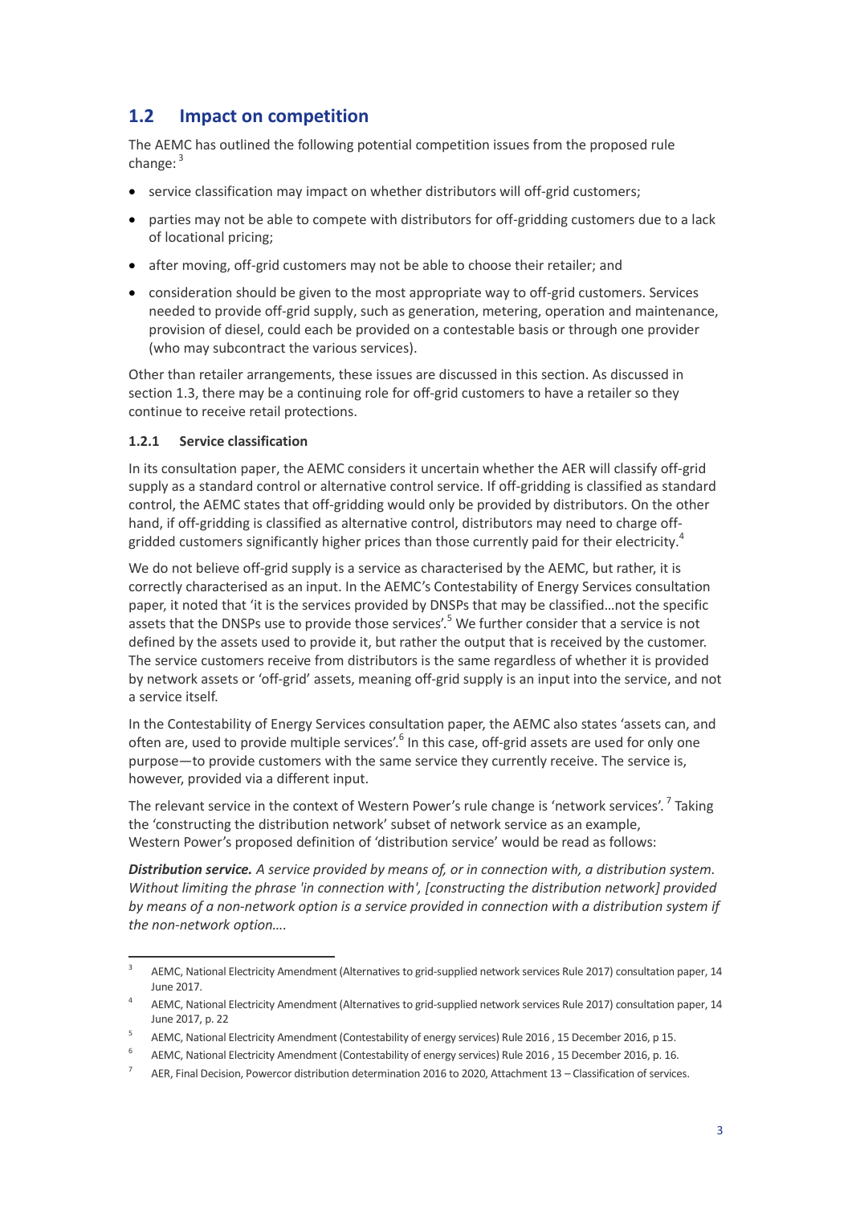## 1.2 Impact on competition

The AEMC has outlined the following potential competition issues from the proposed rule change: [3]

- service classification may impact on whether distributors will off-grid customers;
- parties may not be able to compete with distributors for off-gridding customers due to a lack of locational pricing;
- after moving, off-grid customers may not be able to choose their retailer; and
- consideration should be given to the most appropriate way to off-grid customers. Services needed to provide off-grid supply, such as generation, metering, operation and maintenance, provision of diesel, could each be provided on a contestable basis or through one provider (who may subcontract the various services).

Other than retailer arrangements, these issues are discussed in this section. As discussed in section 1.3, there may be a continuing role for off-grid customers to have a retailer so they continue to receive retail protections.

### 1.2.1 Service classification

In its consultation paper, the AEMC considers it uncertain whether the AER will classify off-grid supply as a standard control or alternative control service. If off-gridding is classified as standard control, the AEMC states that off-gridding would only be provided by distributors. On the other hand, if off-gridding is classified as alternative control, distributors may need to charge off-gridded customers significantly higher prices than those currently paid for their electricity.[4]

We do not believe off-grid supply is a service as characterised by the AEMC, but rather, it is correctly characterised as an input. In the AEMC's Contestability of Energy Services consultation paper, it noted that 'it is the services provided by DNSPs that may be classified…not the specific assets that the DNSPs use to provide those services'.[5] We further consider that a service is not defined by the assets used to provide it, but rather the output that is received by the customer. The service customers receive from distributors is the same regardless of whether it is provided by network assets or 'off-grid' assets, meaning off-grid supply is an input into the service, and not a service itself.

In the Contestability of Energy Services consultation paper, the AEMC also states 'assets can, and often are, used to provide multiple services'.[6] In this case, off-grid assets are used for only one purpose—to provide customers with the same service they currently receive. The service is, however, provided via a different input.

The relevant service in the context of Western Power's rule change is 'network services'. [7] Taking the 'constructing the distribution network' subset of network service as an example, Western Power's proposed definition of 'distribution service' would be read as follows:

***Distribution service.*** *A service provided by means of, or in connection with, a distribution system. Without limiting the phrase 'in connection with', [constructing the distribution network] provided by means of a non-network option is a service provided in connection with a distribution system if the non-network option….*

---

[3] AEMC, National Electricity Amendment (Alternatives to grid-supplied network services Rule 2017) consultation paper, 14 June 2017.

[4] AEMC, National Electricity Amendment (Alternatives to grid-supplied network services Rule 2017) consultation paper, 14 June 2017, p. 22

[5] AEMC, National Electricity Amendment (Contestability of energy services) Rule 2016 , 15 December 2016, p 15.

[6] AEMC, National Electricity Amendment (Contestability of energy services) Rule 2016 , 15 December 2016, p. 16.

[7] AER, Final Decision, Powercor distribution determination 2016 to 2020, Attachment 13 – Classification of services.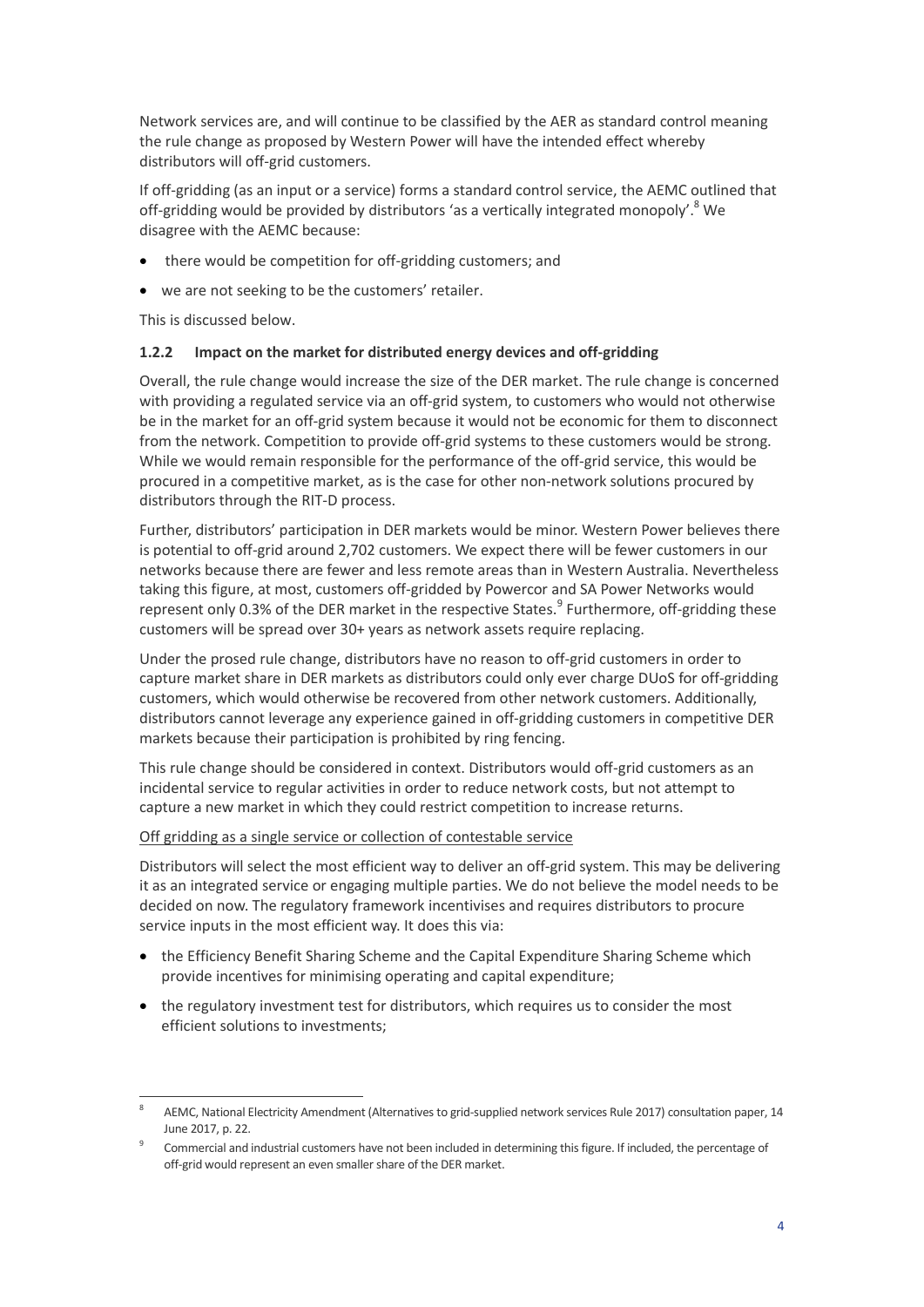Network services are, and will continue to be classified by the AER as standard control meaning the rule change as proposed by Western Power will have the intended effect whereby distributors will off-grid customers.

If off-gridding (as an input or a service) forms a standard control service, the AEMC outlined that off-gridding would be provided by distributors 'as a vertically integrated monopoly'.[8] We disagree with the AEMC because:

- there would be competition for off-gridding customers; and
- we are not seeking to be the customers' retailer.

This is discussed below.

### 1.2.2 Impact on the market for distributed energy devices and off-gridding

Overall, the rule change would increase the size of the DER market. The rule change is concerned with providing a regulated service via an off-grid system, to customers who would not otherwise be in the market for an off-grid system because it would not be economic for them to disconnect from the network. Competition to provide off-grid systems to these customers would be strong. While we would remain responsible for the performance of the off-grid service, this would be procured in a competitive market, as is the case for other non-network solutions procured by distributors through the RIT-D process.

Further, distributors' participation in DER markets would be minor. Western Power believes there is potential to off-grid around 2,702 customers. We expect there will be fewer customers in our networks because there are fewer and less remote areas than in Western Australia. Nevertheless taking this figure, at most, customers off-gridded by Powercor and SA Power Networks would represent only 0.3% of the DER market in the respective States.[9] Furthermore, off-gridding these customers will be spread over 30+ years as network assets require replacing.

Under the prosed rule change, distributors have no reason to off-grid customers in order to capture market share in DER markets as distributors could only ever charge DUoS for off-gridding customers, which would otherwise be recovered from other network customers. Additionally, distributors cannot leverage any experience gained in off-gridding customers in competitive DER markets because their participation is prohibited by ring fencing.

This rule change should be considered in context. Distributors would off-grid customers as an incidental service to regular activities in order to reduce network costs, but not attempt to capture a new market in which they could restrict competition to increase returns.

<u>Off gridding as a single service or collection of contestable service</u>

Distributors will select the most efficient way to deliver an off-grid system. This may be delivering it as an integrated service or engaging multiple parties. We do not believe the model needs to be decided on now. The regulatory framework incentivises and requires distributors to procure service inputs in the most efficient way. It does this via:

- the Efficiency Benefit Sharing Scheme and the Capital Expenditure Sharing Scheme which provide incentives for minimising operating and capital expenditure;
- the regulatory investment test for distributors, which requires us to consider the most efficient solutions to investments;

---

[8] AEMC, National Electricity Amendment (Alternatives to grid-supplied network services Rule 2017) consultation paper, 14 June 2017, p. 22.

[9] Commercial and industrial customers have not been included in determining this figure. If included, the percentage of off-grid would represent an even smaller share of the DER market.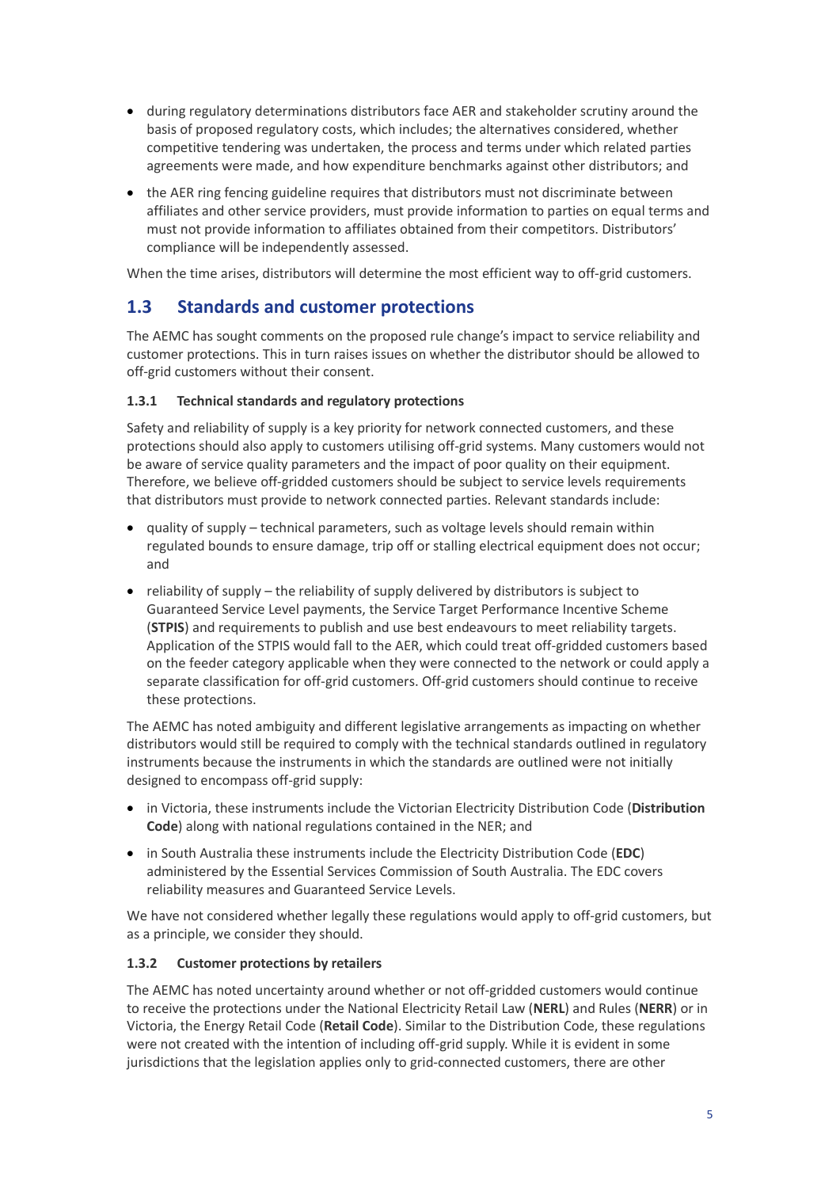- during regulatory determinations distributors face AER and stakeholder scrutiny around the basis of proposed regulatory costs, which includes; the alternatives considered, whether competitive tendering was undertaken, the process and terms under which related parties agreements were made, and how expenditure benchmarks against other distributors; and
- the AER ring fencing guideline requires that distributors must not discriminate between affiliates and other service providers, must provide information to parties on equal terms and must not provide information to affiliates obtained from their competitors. Distributors' compliance will be independently assessed.

When the time arises, distributors will determine the most efficient way to off-grid customers.

## 1.3 Standards and customer protections

The AEMC has sought comments on the proposed rule change's impact to service reliability and customer protections. This in turn raises issues on whether the distributor should be allowed to off-grid customers without their consent.

### 1.3.1 Technical standards and regulatory protections

Safety and reliability of supply is a key priority for network connected customers, and these protections should also apply to customers utilising off-grid systems. Many customers would not be aware of service quality parameters and the impact of poor quality on their equipment. Therefore, we believe off-gridded customers should be subject to service levels requirements that distributors must provide to network connected parties. Relevant standards include:

- quality of supply – technical parameters, such as voltage levels should remain within regulated bounds to ensure damage, trip off or stalling electrical equipment does not occur; and
- reliability of supply – the reliability of supply delivered by distributors is subject to Guaranteed Service Level payments, the Service Target Performance Incentive Scheme (**STPIS**) and requirements to publish and use best endeavours to meet reliability targets. Application of the STPIS would fall to the AER, which could treat off-gridded customers based on the feeder category applicable when they were connected to the network or could apply a separate classification for off-grid customers. Off-grid customers should continue to receive these protections.

The AEMC has noted ambiguity and different legislative arrangements as impacting on whether distributors would still be required to comply with the technical standards outlined in regulatory instruments because the instruments in which the standards are outlined were not initially designed to encompass off-grid supply:

- in Victoria, these instruments include the Victorian Electricity Distribution Code (**Distribution Code**) along with national regulations contained in the NER; and
- in South Australia these instruments include the Electricity Distribution Code (**EDC**) administered by the Essential Services Commission of South Australia. The EDC covers reliability measures and Guaranteed Service Levels.

We have not considered whether legally these regulations would apply to off-grid customers, but as a principle, we consider they should.

### 1.3.2 Customer protections by retailers

The AEMC has noted uncertainty around whether or not off-gridded customers would continue to receive the protections under the National Electricity Retail Law (**NERL**) and Rules (**NERR**) or in Victoria, the Energy Retail Code (**Retail Code**). Similar to the Distribution Code, these regulations were not created with the intention of including off-grid supply. While it is evident in some jurisdictions that the legislation applies only to grid-connected customers, there are other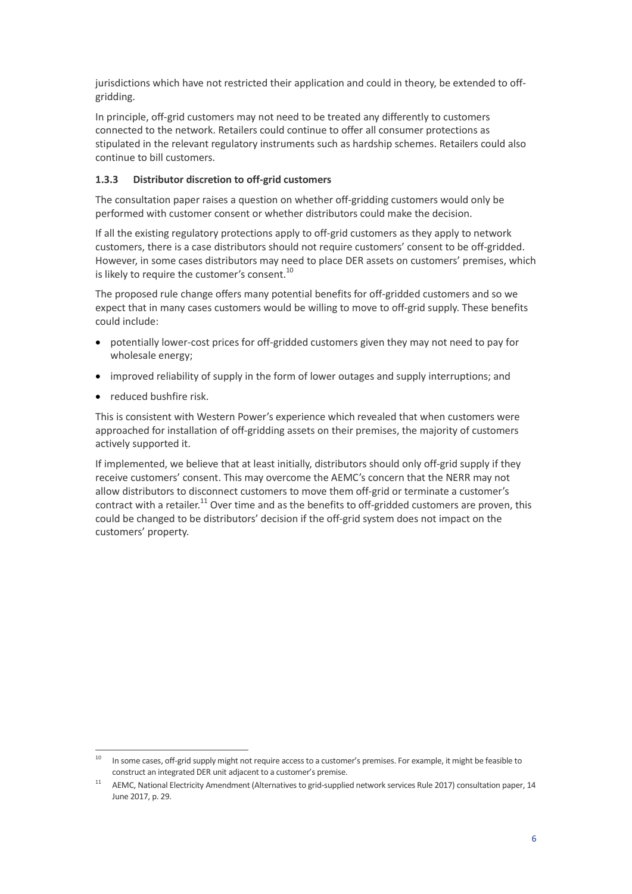jurisdictions which have not restricted their application and could in theory, be extended to off-gridding.

In principle, off-grid customers may not need to be treated any differently to customers connected to the network. Retailers could continue to offer all consumer protections as stipulated in the relevant regulatory instruments such as hardship schemes. Retailers could also continue to bill customers.

### 1.3.3 Distributor discretion to off-grid customers

The consultation paper raises a question on whether off-gridding customers would only be performed with customer consent or whether distributors could make the decision.

If all the existing regulatory protections apply to off-grid customers as they apply to network customers, there is a case distributors should not require customers' consent to be off-gridded. However, in some cases distributors may need to place DER assets on customers' premises, which is likely to require the customer's consent.[10]

The proposed rule change offers many potential benefits for off-gridded customers and so we expect that in many cases customers would be willing to move to off-grid supply. These benefits could include:

- potentially lower-cost prices for off-gridded customers given they may not need to pay for wholesale energy;
- improved reliability of supply in the form of lower outages and supply interruptions; and
- reduced bushfire risk.

This is consistent with Western Power's experience which revealed that when customers were approached for installation of off-gridding assets on their premises, the majority of customers actively supported it.

If implemented, we believe that at least initially, distributors should only off-grid supply if they receive customers' consent. This may overcome the AEMC's concern that the NERR may not allow distributors to disconnect customers to move them off-grid or terminate a customer's contract with a retailer.[11] Over time and as the benefits to off-gridded customers are proven, this could be changed to be distributors' decision if the off-grid system does not impact on the customers' property.

---

[10] In some cases, off-grid supply might not require access to a customer's premises. For example, it might be feasible to construct an integrated DER unit adjacent to a customer's premise.

[11] AEMC, National Electricity Amendment (Alternatives to grid-supplied network services Rule 2017) consultation paper, 14 June 2017, p. 29.